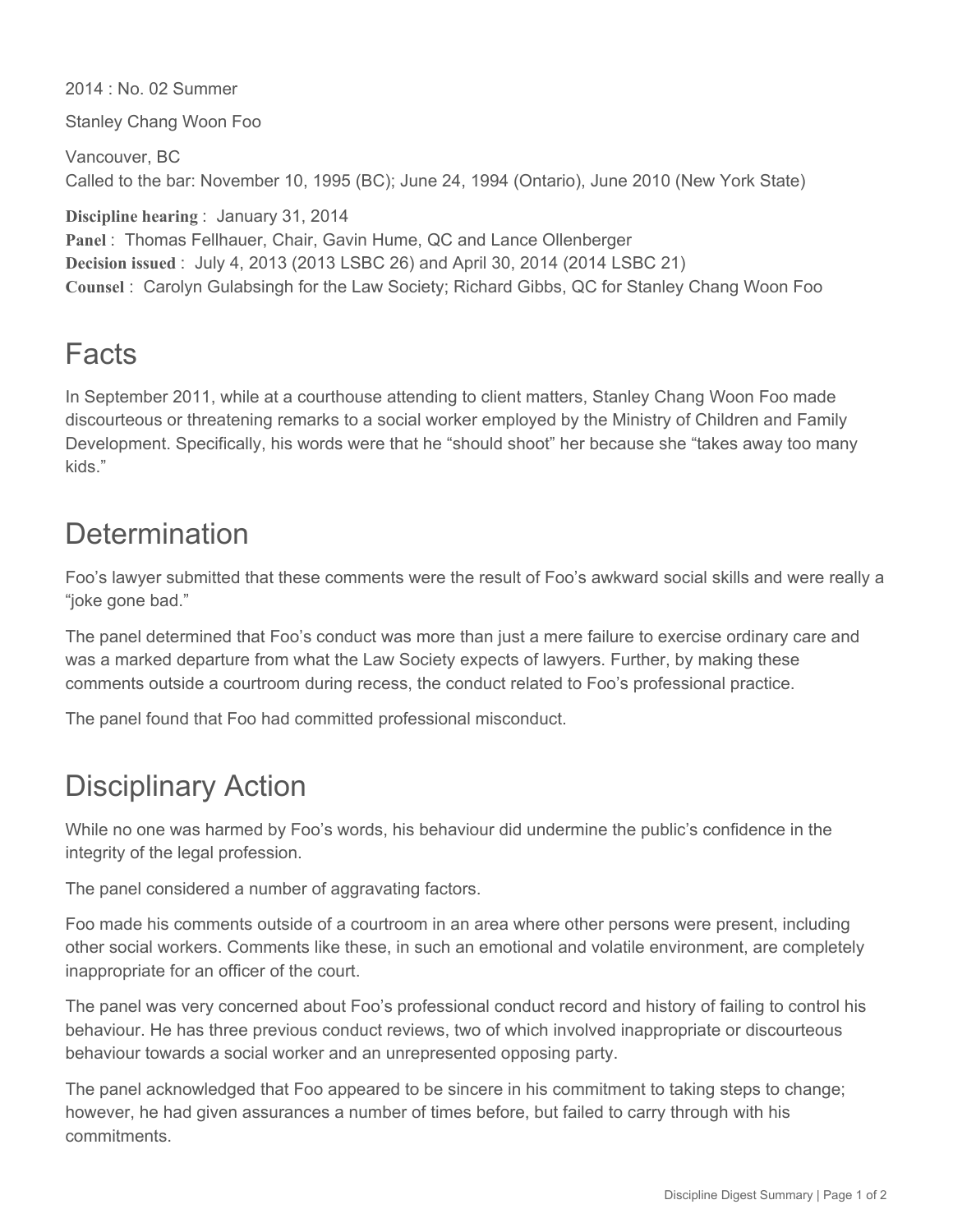2014 : No. 02 Summer

Stanley Chang Woon Foo

Vancouver, BC
Called to the bar: November 10, 1995 (BC); June 24, 1994 (Ontario), June 2010 (New York State)

**Discipline hearing** : January 31, 2014
**Panel** : Thomas Fellhauer, Chair, Gavin Hume, QC and Lance Ollenberger
**Decision issued** : July 4, 2013 (2013 LSBC 26) and April 30, 2014 (2014 LSBC 21)
**Counsel** : Carolyn Gulabsingh for the Law Society; Richard Gibbs, QC for Stanley Chang Woon Foo

## Facts

In September 2011, while at a courthouse attending to client matters, Stanley Chang Woon Foo made discourteous or threatening remarks to a social worker employed by the Ministry of Children and Family Development. Specifically, his words were that he "should shoot" her because she "takes away too many kids."

## Determination

Foo's lawyer submitted that these comments were the result of Foo's awkward social skills and were really a "joke gone bad."

The panel determined that Foo's conduct was more than just a mere failure to exercise ordinary care and was a marked departure from what the Law Society expects of lawyers. Further, by making these comments outside a courtroom during recess, the conduct related to Foo's professional practice.

The panel found that Foo had committed professional misconduct.

## Disciplinary Action

While no one was harmed by Foo's words, his behaviour did undermine the public's confidence in the integrity of the legal profession.

The panel considered a number of aggravating factors.

Foo made his comments outside of a courtroom in an area where other persons were present, including other social workers. Comments like these, in such an emotional and volatile environment, are completely inappropriate for an officer of the court.

The panel was very concerned about Foo's professional conduct record and history of failing to control his behaviour. He has three previous conduct reviews, two of which involved inappropriate or discourteous behaviour towards a social worker and an unrepresented opposing party.

The panel acknowledged that Foo appeared to be sincere in his commitment to taking steps to change; however, he had given assurances a number of times before, but failed to carry through with his commitments.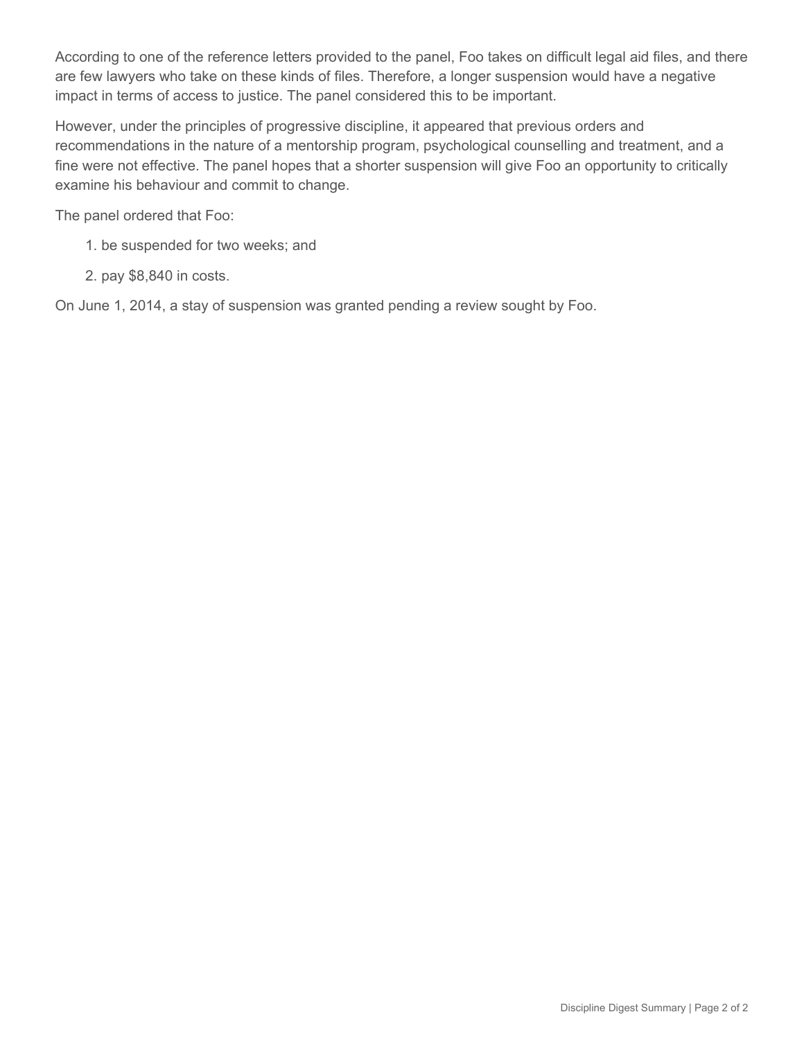According to one of the reference letters provided to the panel, Foo takes on difficult legal aid files, and there are few lawyers who take on these kinds of files. Therefore, a longer suspension would have a negative impact in terms of access to justice. The panel considered this to be important.

However, under the principles of progressive discipline, it appeared that previous orders and recommendations in the nature of a mentorship program, psychological counselling and treatment, and a fine were not effective. The panel hopes that a shorter suspension will give Foo an opportunity to critically examine his behaviour and commit to change.

The panel ordered that Foo:

1. be suspended for two weeks; and
2. pay $8,840 in costs.

On June 1, 2014, a stay of suspension was granted pending a review sought by Foo.